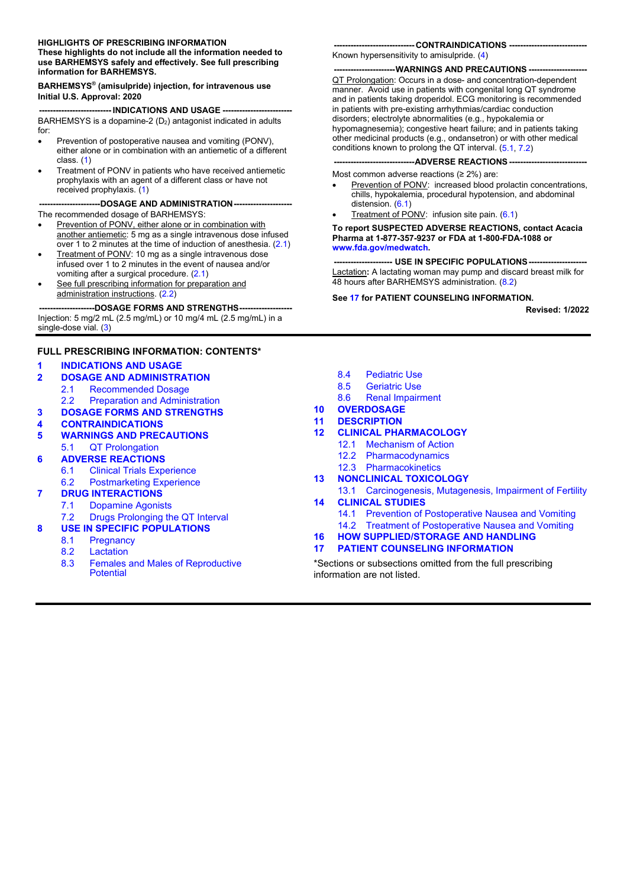**HIGHLIGHTS OF PRESCRIBING INFORMATION**
**These highlights do not include all the information needed to use BARHEMSYS safely and effectively. See full prescribing information for BARHEMSYS.**

**BARHEMSYS® (amisulpride) injection, for intravenous use**
**Initial U.S. Approval: 2020**

**---------------------------- INDICATIONS AND USAGE ----------------------------**

BARHEMSYS is a dopamine-2 ($D_2$) antagonist indicated in adults for:

- Prevention of postoperative nausea and vomiting (PONV), either alone or in combination with an antiemetic of a different class. (1)
- Treatment of PONV in patients who have received antiemetic prophylaxis with an agent of a different class or have not received prophylaxis. (1)

**----------------------- DOSAGE AND ADMINISTRATION -----------------------**

The recommended dosage of BARHEMSYS:

- Prevention of PONV, either alone or in combination with another antiemetic: 5 mg as a single intravenous dose infused over 1 to 2 minutes at the time of induction of anesthesia. (2.1)
- Treatment of PONV: 10 mg as a single intravenous dose infused over 1 to 2 minutes in the event of nausea and/or vomiting after a surgical procedure. (2.1)
- See full prescribing information for preparation and administration instructions. (2.2)

**--------------------- DOSAGE FORMS AND STRENGTHS ---------------------**

Injection: 5 mg/2 mL (2.5 mg/mL) or 10 mg/4 mL (2.5 mg/mL) in a single-dose vial. (3)

**------------------------------ CONTRAINDICATIONS ------------------------------**

Known hypersensitivity to amisulpride. (4)

**----------------------- WARNINGS AND PRECAUTIONS -----------------------**

QT Prolongation: Occurs in a dose- and concentration-dependent manner. Avoid use in patients with congenital long QT syndrome and in patients taking droperidol. ECG monitoring is recommended in patients with pre-existing arrhythmias/cardiac conduction disorders; electrolyte abnormalities (e.g., hypokalemia or hypomagnesemia); congestive heart failure; and in patients taking other medicinal products (e.g., ondansetron) or with other medical conditions known to prolong the QT interval. (5.1, 7.2)

**------------------------------ ADVERSE REACTIONS ------------------------------**

Most common adverse reactions (≥ 2%) are:

- Prevention of PONV: increased blood prolactin concentrations, chills, hypokalemia, procedural hypotension, and abdominal distension. (6.1)
- Treatment of PONV: infusion site pain. (6.1)

**To report SUSPECTED ADVERSE REACTIONS, contact Acacia Pharma at 1-877-357-9237 or FDA at 1-800-FDA-1088 or www.fda.gov/medwatch.**

**---------------------- USE IN SPECIFIC POPULATIONS ----------------------**

Lactation**:** A lactating woman may pump and discard breast milk for 48 hours after BARHEMSYS administration. (8.2)

**See 17 for PATIENT COUNSELING INFORMATION.**

**Revised: 1/2022**

---

**FULL PRESCRIBING INFORMATION: CONTENTS***

**1 INDICATIONS AND USAGE**
**2 DOSAGE AND ADMINISTRATION**
- 2.1 Recommended Dosage
- 2.2 Preparation and Administration

**3 DOSAGE FORMS AND STRENGTHS**
**4 CONTRAINDICATIONS**
**5 WARNINGS AND PRECAUTIONS**
- 5.1 QT Prolongation

**6 ADVERSE REACTIONS**
- 6.1 Clinical Trials Experience
- 6.2 Postmarketing Experience

**7 DRUG INTERACTIONS**
- 7.1 Dopamine Agonists
- 7.2 Drugs Prolonging the QT Interval

**8 USE IN SPECIFIC POPULATIONS**
- 8.1 Pregnancy
- 8.2 Lactation
- 8.3 Females and Males of Reproductive Potential
- 8.4 Pediatric Use
- 8.5 Geriatric Use
- 8.6 Renal Impairment

**10 OVERDOSAGE**
**11 DESCRIPTION**
**12 CLINICAL PHARMACOLOGY**
- 12.1 Mechanism of Action
- 12.2 Pharmacodynamics
- 12.3 Pharmacokinetics

**13 NONCLINICAL TOXICOLOGY**
- 13.1 Carcinogenesis, Mutagenesis, Impairment of Fertility

**14 CLINICAL STUDIES**
- 14.1 Prevention of Postoperative Nausea and Vomiting
- 14.2 Treatment of Postoperative Nausea and Vomiting

**16 HOW SUPPLIED/STORAGE AND HANDLING**
**17 PATIENT COUNSELING INFORMATION**

*Sections or subsections omitted from the full prescribing information are not listed.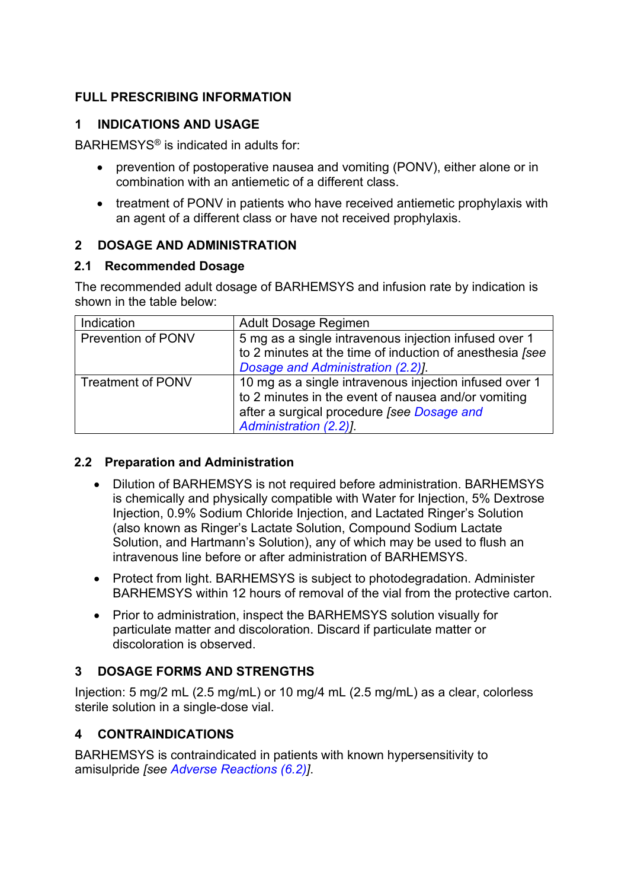# FULL PRESCRIBING INFORMATION

## 1 INDICATIONS AND USAGE

BARHEMSYS® is indicated in adults for:

- prevention of postoperative nausea and vomiting (PONV), either alone or in combination with an antiemetic of a different class.
- treatment of PONV in patients who have received antiemetic prophylaxis with an agent of a different class or have not received prophylaxis.

## 2 DOSAGE AND ADMINISTRATION

### 2.1 Recommended Dosage

The recommended adult dosage of BARHEMSYS and infusion rate by indication is shown in the table below:

| Indication | Adult Dosage Regimen |
| --- | --- |
| Prevention of PONV | 5 mg as a single intravenous injection infused over 1 to 2 minutes at the time of induction of anesthesia *[see Dosage and Administration (2.2)]*. |
| Treatment of PONV | 10 mg as a single intravenous injection infused over 1 to 2 minutes in the event of nausea and/or vomiting after a surgical procedure *[see Dosage and Administration (2.2)]*. |

### 2.2 Preparation and Administration

- Dilution of BARHEMSYS is not required before administration. BARHEMSYS is chemically and physically compatible with Water for Injection, 5% Dextrose Injection, 0.9% Sodium Chloride Injection, and Lactated Ringer's Solution (also known as Ringer's Lactate Solution, Compound Sodium Lactate Solution, and Hartmann's Solution), any of which may be used to flush an intravenous line before or after administration of BARHEMSYS.
- Protect from light. BARHEMSYS is subject to photodegradation. Administer BARHEMSYS within 12 hours of removal of the vial from the protective carton.
- Prior to administration, inspect the BARHEMSYS solution visually for particulate matter and discoloration. Discard if particulate matter or discoloration is observed.

## 3 DOSAGE FORMS AND STRENGTHS

Injection: 5 mg/2 mL (2.5 mg/mL) or 10 mg/4 mL (2.5 mg/mL) as a clear, colorless sterile solution in a single-dose vial.

## 4 CONTRAINDICATIONS

BARHEMSYS is contraindicated in patients with known hypersensitivity to amisulpride *[see Adverse Reactions (6.2)]*.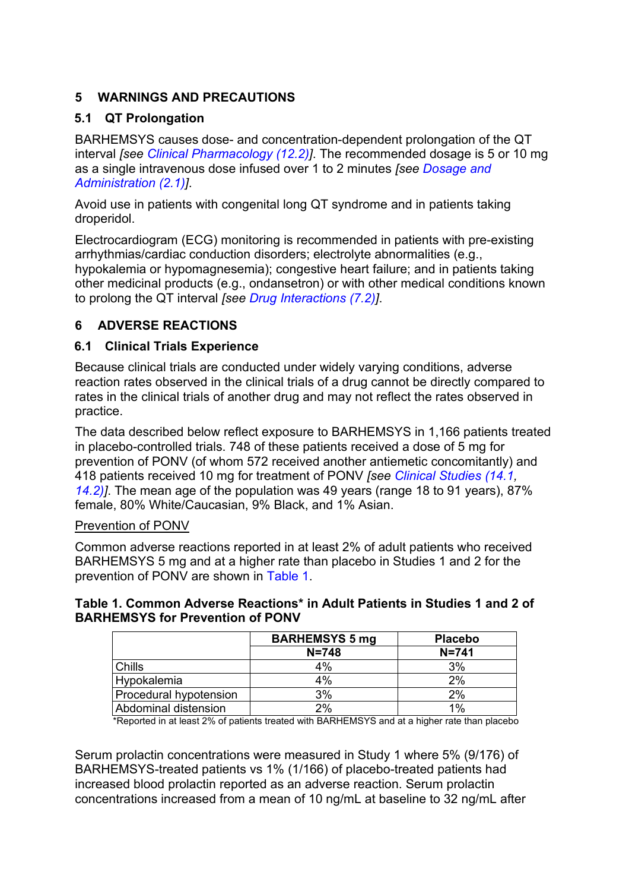## 5 WARNINGS AND PRECAUTIONS

### 5.1 QT Prolongation

BARHEMSYS causes dose- and concentration-dependent prolongation of the QT interval *[see Clinical Pharmacology (12.2)]*. The recommended dosage is 5 or 10 mg as a single intravenous dose infused over 1 to 2 minutes *[see Dosage and Administration (2.1)]*.

Avoid use in patients with congenital long QT syndrome and in patients taking droperidol.

Electrocardiogram (ECG) monitoring is recommended in patients with pre-existing arrhythmias/cardiac conduction disorders; electrolyte abnormalities (e.g., hypokalemia or hypomagnesemia); congestive heart failure; and in patients taking other medicinal products (e.g., ondansetron) or with other medical conditions known to prolong the QT interval *[see Drug Interactions (7.2)]*.

## 6 ADVERSE REACTIONS

### 6.1 Clinical Trials Experience

Because clinical trials are conducted under widely varying conditions, adverse reaction rates observed in the clinical trials of a drug cannot be directly compared to rates in the clinical trials of another drug and may not reflect the rates observed in practice.

The data described below reflect exposure to BARHEMSYS in 1,166 patients treated in placebo-controlled trials. 748 of these patients received a dose of 5 mg for prevention of PONV (of whom 572 received another antiemetic concomitantly) and 418 patients received 10 mg for treatment of PONV *[see Clinical Studies (14.1, 14.2)]*. The mean age of the population was 49 years (range 18 to 91 years), 87% female, 80% White/Caucasian, 9% Black, and 1% Asian.

Prevention of PONV

Common adverse reactions reported in at least 2% of adult patients who received BARHEMSYS 5 mg and at a higher rate than placebo in Studies 1 and 2 for the prevention of PONV are shown in Table 1.

**Table 1. Common Adverse Reactions* in Adult Patients in Studies 1 and 2 of BARHEMSYS for Prevention of PONV**

| | BARHEMSYS 5 mg | Placebo |
|---|---|---|
| | N=748 | N=741 |
| Chills | 4% | 3% |
| Hypokalemia | 4% | 2% |
| Procedural hypotension | 3% | 2% |
| Abdominal distension | 2% | 1% |

*Reported in at least 2% of patients treated with BARHEMSYS and at a higher rate than placebo

Serum prolactin concentrations were measured in Study 1 where 5% (9/176) of BARHEMSYS-treated patients vs 1% (1/166) of placebo-treated patients had increased blood prolactin reported as an adverse reaction. Serum prolactin concentrations increased from a mean of 10 ng/mL at baseline to 32 ng/mL after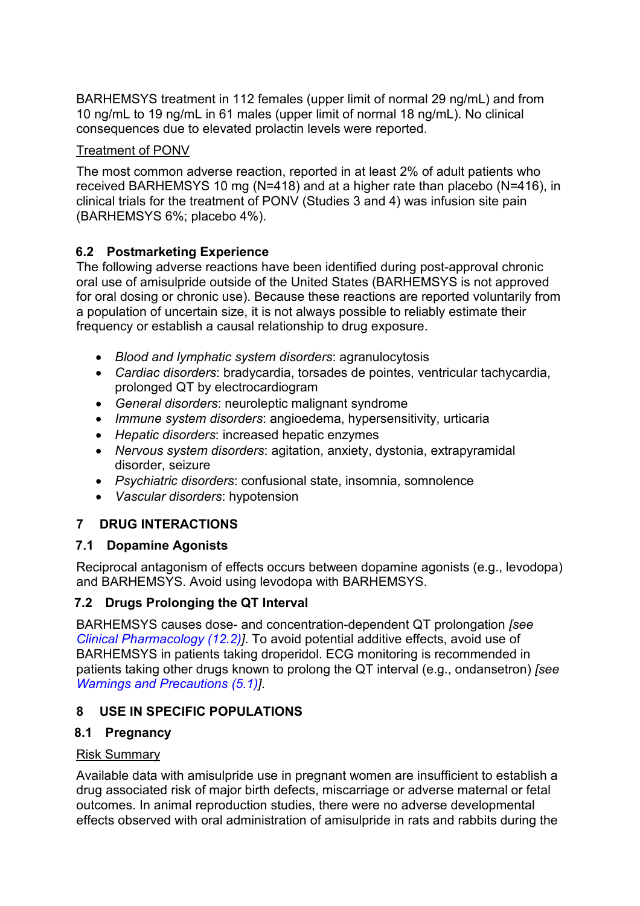BARHEMSYS treatment in 112 females (upper limit of normal 29 ng/mL) and from 10 ng/mL to 19 ng/mL in 61 males (upper limit of normal 18 ng/mL). No clinical consequences due to elevated prolactin levels were reported.

Treatment of PONV

The most common adverse reaction, reported in at least 2% of adult patients who received BARHEMSYS 10 mg (N=418) and at a higher rate than placebo (N=416), in clinical trials for the treatment of PONV (Studies 3 and 4) was infusion site pain (BARHEMSYS 6%; placebo 4%).

### 6.2 Postmarketing Experience

The following adverse reactions have been identified during post-approval chronic oral use of amisulpride outside of the United States (BARHEMSYS is not approved for oral dosing or chronic use). Because these reactions are reported voluntarily from a population of uncertain size, it is not always possible to reliably estimate their frequency or establish a causal relationship to drug exposure.

- *Blood and lymphatic system disorders*: agranulocytosis
- *Cardiac disorders*: bradycardia, torsades de pointes, ventricular tachycardia, prolonged QT by electrocardiogram
- *General disorders*: neuroleptic malignant syndrome
- *Immune system disorders*: angioedema, hypersensitivity, urticaria
- *Hepatic disorders*: increased hepatic enzymes
- *Nervous system disorders*: agitation, anxiety, dystonia, extrapyramidal disorder, seizure
- *Psychiatric disorders*: confusional state, insomnia, somnolence
- *Vascular disorders*: hypotension

## 7 DRUG INTERACTIONS

### 7.1 Dopamine Agonists

Reciprocal antagonism of effects occurs between dopamine agonists (e.g., levodopa) and BARHEMSYS. Avoid using levodopa with BARHEMSYS.

### 7.2 Drugs Prolonging the QT Interval

BARHEMSYS causes dose- and concentration-dependent QT prolongation *[see Clinical Pharmacology (12.2)]*. To avoid potential additive effects, avoid use of BARHEMSYS in patients taking droperidol. ECG monitoring is recommended in patients taking other drugs known to prolong the QT interval (e.g., ondansetron) *[see Warnings and Precautions (5.1)]*.

## 8 USE IN SPECIFIC POPULATIONS

### 8.1 Pregnancy

Risk Summary

Available data with amisulpride use in pregnant women are insufficient to establish a drug associated risk of major birth defects, miscarriage or adverse maternal or fetal outcomes. In animal reproduction studies, there were no adverse developmental effects observed with oral administration of amisulpride in rats and rabbits during the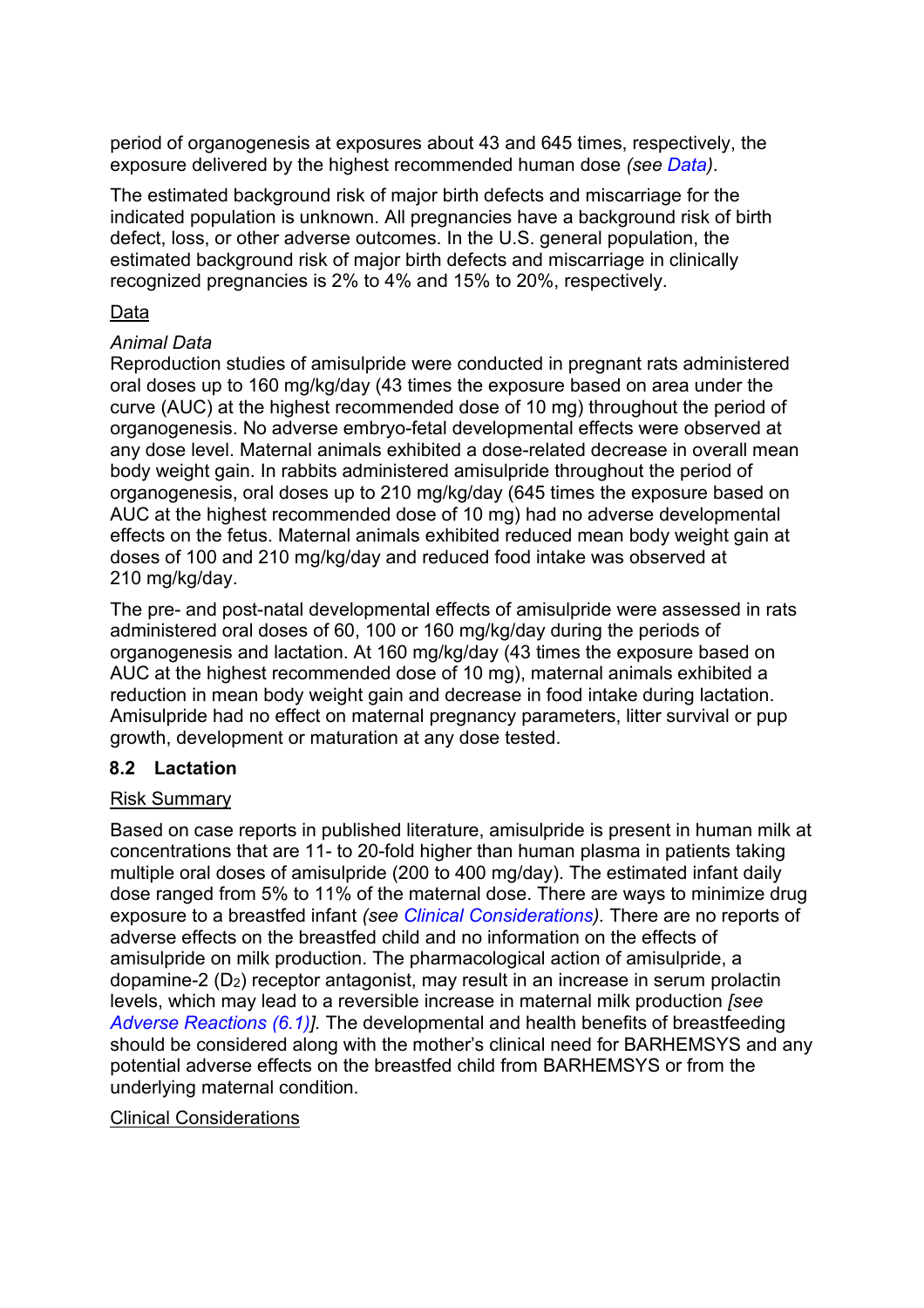period of organogenesis at exposures about 43 and 645 times, respectively, the exposure delivered by the highest recommended human dose *(see Data)*.

The estimated background risk of major birth defects and miscarriage for the indicated population is unknown. All pregnancies have a background risk of birth defect, loss, or other adverse outcomes. In the U.S. general population, the estimated background risk of major birth defects and miscarriage in clinically recognized pregnancies is 2% to 4% and 15% to 20%, respectively.

<u>Data</u>

*Animal Data*

Reproduction studies of amisulpride were conducted in pregnant rats administered oral doses up to 160 mg/kg/day (43 times the exposure based on area under the curve (AUC) at the highest recommended dose of 10 mg) throughout the period of organogenesis. No adverse embryo-fetal developmental effects were observed at any dose level. Maternal animals exhibited a dose-related decrease in overall mean body weight gain. In rabbits administered amisulpride throughout the period of organogenesis, oral doses up to 210 mg/kg/day (645 times the exposure based on AUC at the highest recommended dose of 10 mg) had no adverse developmental effects on the fetus. Maternal animals exhibited reduced mean body weight gain at doses of 100 and 210 mg/kg/day and reduced food intake was observed at 210 mg/kg/day.

The pre- and post-natal developmental effects of amisulpride were assessed in rats administered oral doses of 60, 100 or 160 mg/kg/day during the periods of organogenesis and lactation. At 160 mg/kg/day (43 times the exposure based on AUC at the highest recommended dose of 10 mg), maternal animals exhibited a reduction in mean body weight gain and decrease in food intake during lactation. Amisulpride had no effect on maternal pregnancy parameters, litter survival or pup growth, development or maturation at any dose tested.

### 8.2 Lactation

<u>Risk Summary</u>

Based on case reports in published literature, amisulpride is present in human milk at concentrations that are 11- to 20-fold higher than human plasma in patients taking multiple oral doses of amisulpride (200 to 400 mg/day). The estimated infant daily dose ranged from 5% to 11% of the maternal dose. There are ways to minimize drug exposure to a breastfed infant *(see Clinical Considerations)*. There are no reports of adverse effects on the breastfed child and no information on the effects of amisulpride on milk production. The pharmacological action of amisulpride, a dopamine-2 ($D_2$) receptor antagonist, may result in an increase in serum prolactin levels, which may lead to a reversible increase in maternal milk production *[see Adverse Reactions (6.1)]*. The developmental and health benefits of breastfeeding should be considered along with the mother's clinical need for BARHEMSYS and any potential adverse effects on the breastfed child from BARHEMSYS or from the underlying maternal condition.

<u>Clinical Considerations</u>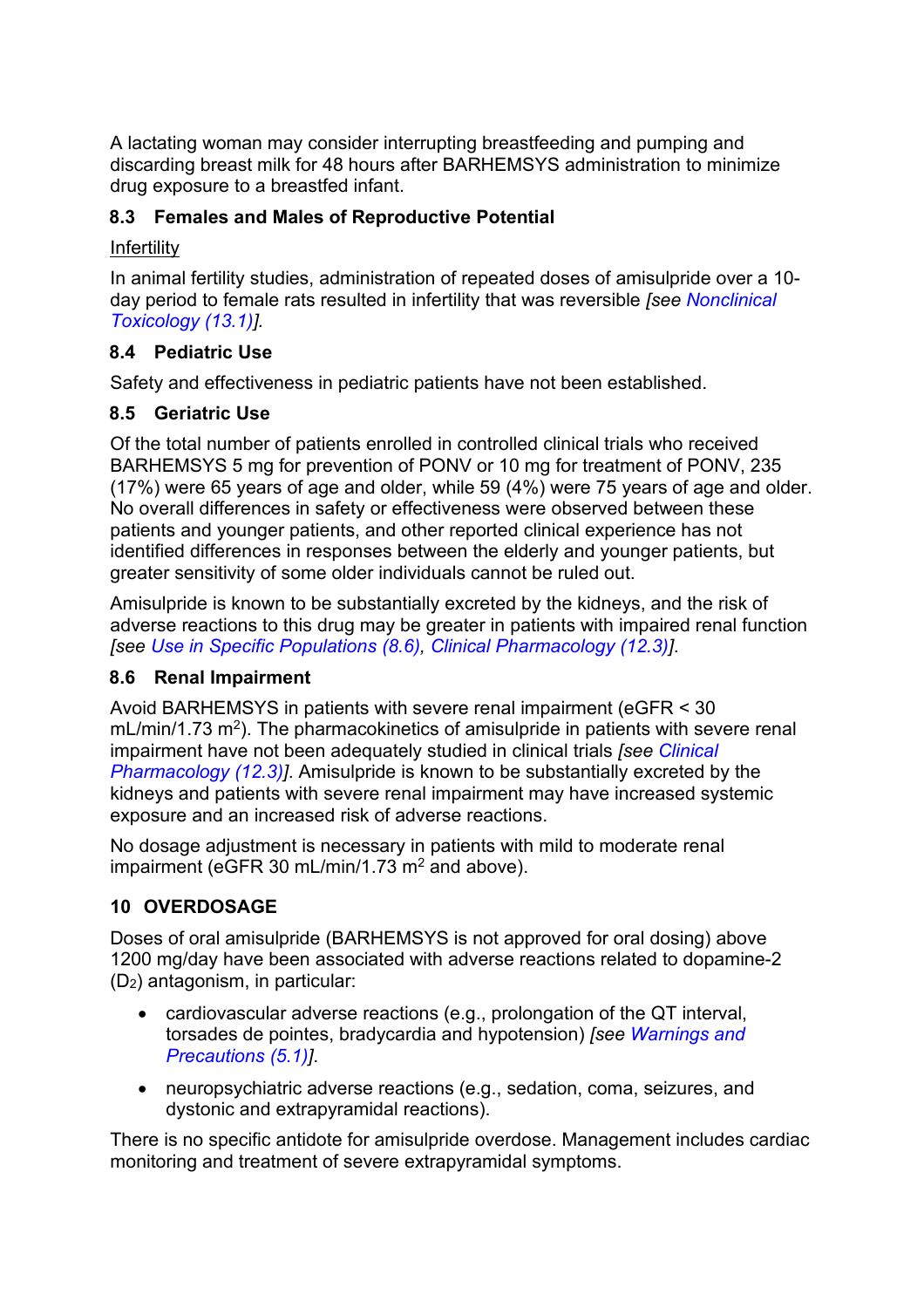A lactating woman may consider interrupting breastfeeding and pumping and discarding breast milk for 48 hours after BARHEMSYS administration to minimize drug exposure to a breastfed infant.

### 8.3 Females and Males of Reproductive Potential

Infertility

In animal fertility studies, administration of repeated doses of amisulpride over a 10-day period to female rats resulted in infertility that was reversible *[see Nonclinical Toxicology (13.1)]*.

### 8.4 Pediatric Use

Safety and effectiveness in pediatric patients have not been established.

### 8.5 Geriatric Use

Of the total number of patients enrolled in controlled clinical trials who received BARHEMSYS 5 mg for prevention of PONV or 10 mg for treatment of PONV, 235 (17%) were 65 years of age and older, while 59 (4%) were 75 years of age and older. No overall differences in safety or effectiveness were observed between these patients and younger patients, and other reported clinical experience has not identified differences in responses between the elderly and younger patients, but greater sensitivity of some older individuals cannot be ruled out.

Amisulpride is known to be substantially excreted by the kidneys, and the risk of adverse reactions to this drug may be greater in patients with impaired renal function *[see Use in Specific Populations (8.6), Clinical Pharmacology (12.3)]*.

### 8.6 Renal Impairment

Avoid BARHEMSYS in patients with severe renal impairment (eGFR < 30 mL/min/1.73 $m^2$). The pharmacokinetics of amisulpride in patients with severe renal impairment have not been adequately studied in clinical trials *[see Clinical Pharmacology (12.3)]*. Amisulpride is known to be substantially excreted by the kidneys and patients with severe renal impairment may have increased systemic exposure and an increased risk of adverse reactions.

No dosage adjustment is necessary in patients with mild to moderate renal impairment (eGFR 30 mL/min/1.73 $m^2$ and above).

## 10 OVERDOSAGE

Doses of oral amisulpride (BARHEMSYS is not approved for oral dosing) above 1200 mg/day have been associated with adverse reactions related to dopamine-2 ($D_2$) antagonism, in particular:

- cardiovascular adverse reactions (e.g., prolongation of the QT interval, torsades de pointes, bradycardia and hypotension) *[see Warnings and Precautions (5.1)]*.
- neuropsychiatric adverse reactions (e.g., sedation, coma, seizures, and dystonic and extrapyramidal reactions).

There is no specific antidote for amisulpride overdose. Management includes cardiac monitoring and treatment of severe extrapyramidal symptoms.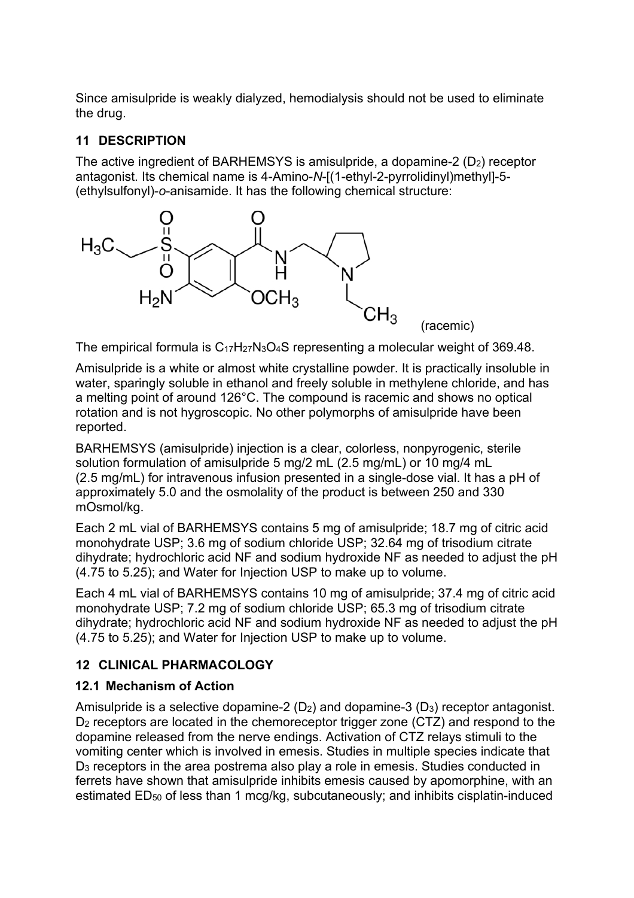Since amisulpride is weakly dialyzed, hemodialysis should not be used to eliminate the drug.

## 11 DESCRIPTION

The active ingredient of BARHEMSYS is amisulpride, a dopamine-2 ($D_2$) receptor antagonist. Its chemical name is 4-Amino-*N*-[(1-ethyl-2-pyrrolidinyl)methyl]-5-(ethylsulfonyl)-*o*-anisamide. It has the following chemical structure:

(racemic)

The empirical formula is $C_{17}H_{27}N_3O_4S$ representing a molecular weight of 369.48.

Amisulpride is a white or almost white crystalline powder. It is practically insoluble in water, sparingly soluble in ethanol and freely soluble in methylene chloride, and has a melting point of around 126°C. The compound is racemic and shows no optical rotation and is not hygroscopic. No other polymorphs of amisulpride have been reported.

BARHEMSYS (amisulpride) injection is a clear, colorless, nonpyrogenic, sterile solution formulation of amisulpride 5 mg/2 mL (2.5 mg/mL) or 10 mg/4 mL (2.5 mg/mL) for intravenous infusion presented in a single-dose vial. It has a pH of approximately 5.0 and the osmolality of the product is between 250 and 330 mOsmol/kg.

Each 2 mL vial of BARHEMSYS contains 5 mg of amisulpride; 18.7 mg of citric acid monohydrate USP; 3.6 mg of sodium chloride USP; 32.64 mg of trisodium citrate dihydrate; hydrochloric acid NF and sodium hydroxide NF as needed to adjust the pH (4.75 to 5.25); and Water for Injection USP to make up to volume.

Each 4 mL vial of BARHEMSYS contains 10 mg of amisulpride; 37.4 mg of citric acid monohydrate USP; 7.2 mg of sodium chloride USP; 65.3 mg of trisodium citrate dihydrate; hydrochloric acid NF and sodium hydroxide NF as needed to adjust the pH (4.75 to 5.25); and Water for Injection USP to make up to volume.

## 12 CLINICAL PHARMACOLOGY

### 12.1 Mechanism of Action

Amisulpride is a selective dopamine-2 ($D_2$) and dopamine-3 ($D_3$) receptor antagonist. $D_2$ receptors are located in the chemoreceptor trigger zone (CTZ) and respond to the dopamine released from the nerve endings. Activation of CTZ relays stimuli to the vomiting center which is involved in emesis. Studies in multiple species indicate that $D_3$ receptors in the area postrema also play a role in emesis. Studies conducted in ferrets have shown that amisulpride inhibits emesis caused by apomorphine, with an estimated $ED_{50}$ of less than 1 mcg/kg, subcutaneously; and inhibits cisplatin-induced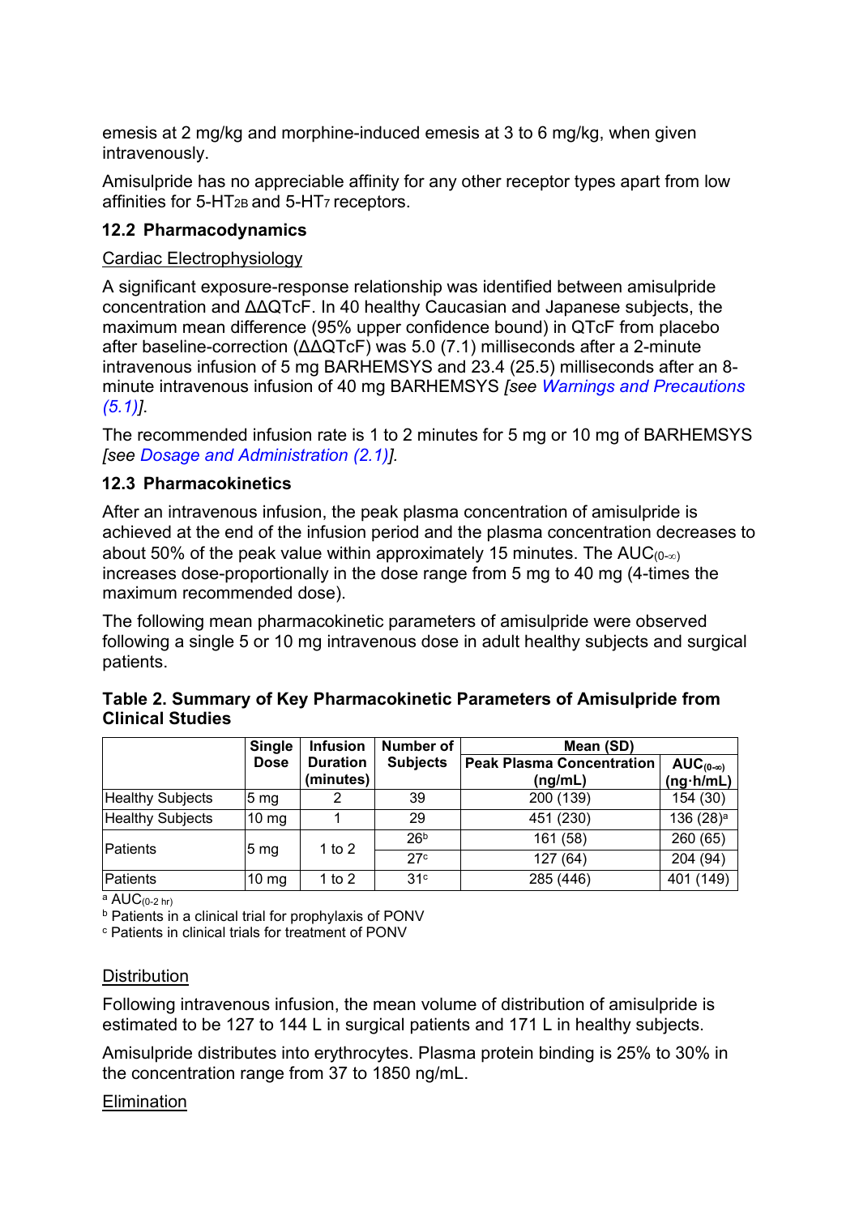emesis at 2 mg/kg and morphine-induced emesis at 3 to 6 mg/kg, when given intravenously.

Amisulpride has no appreciable affinity for any other receptor types apart from low affinities for $5\text{-HT}_{2B}$ and $5\text{-HT}_7$ receptors.

### 12.2 Pharmacodynamics

Cardiac Electrophysiology

A significant exposure-response relationship was identified between amisulpride concentration and ΔΔQTcF. In 40 healthy Caucasian and Japanese subjects, the maximum mean difference (95% upper confidence bound) in QTcF from placebo after baseline-correction (ΔΔQTcF) was 5.0 (7.1) milliseconds after a 2-minute intravenous infusion of 5 mg BARHEMSYS and 23.4 (25.5) milliseconds after an 8-minute intravenous infusion of 40 mg BARHEMSYS *[see Warnings and Precautions (5.1)]*.

The recommended infusion rate is 1 to 2 minutes for 5 mg or 10 mg of BARHEMSYS *[see Dosage and Administration (2.1)]*.

### 12.3 Pharmacokinetics

After an intravenous infusion, the peak plasma concentration of amisulpride is achieved at the end of the infusion period and the plasma concentration decreases to about 50% of the peak value within approximately 15 minutes. The $AUC_{(0-\infty)}$ increases dose-proportionally in the dose range from 5 mg to 40 mg (4-times the maximum recommended dose).

The following mean pharmacokinetic parameters of amisulpride were observed following a single 5 or 10 mg intravenous dose in adult healthy subjects and surgical patients.

**Table 2. Summary of Key Pharmacokinetic Parameters of Amisulpride from Clinical Studies**

| | Single Dose | Infusion Duration (minutes) | Number of Subjects | Mean (SD) | |
|---|---|---|---|---|---|
| | | | | Peak Plasma Concentration (ng/mL) | $AUC_{(0-\infty)}$ (ng·h/mL) |
| Healthy Subjects | 5 mg | 2 | 39 | 200 (139) | 154 (30) |
| Healthy Subjects | 10 mg | 1 | 29 | 451 (230) | 136 (28)[a] |
| Patients | 5 mg | 1 to 2 | 26[b] | 161 (58) | 260 (65) |
| | | | 27[c] | 127 (64) | 204 (94) |
| Patients | 10 mg | 1 to 2 | 31[c] | 285 (446) | 401 (149) |

[a] $AUC_{(0-2\ hr)}$

[b] Patients in a clinical trial for prophylaxis of PONV

[c] Patients in clinical trials for treatment of PONV

Distribution

Following intravenous infusion, the mean volume of distribution of amisulpride is estimated to be 127 to 144 L in surgical patients and 171 L in healthy subjects.

Amisulpride distributes into erythrocytes. Plasma protein binding is 25% to 30% in the concentration range from 37 to 1850 ng/mL.

Elimination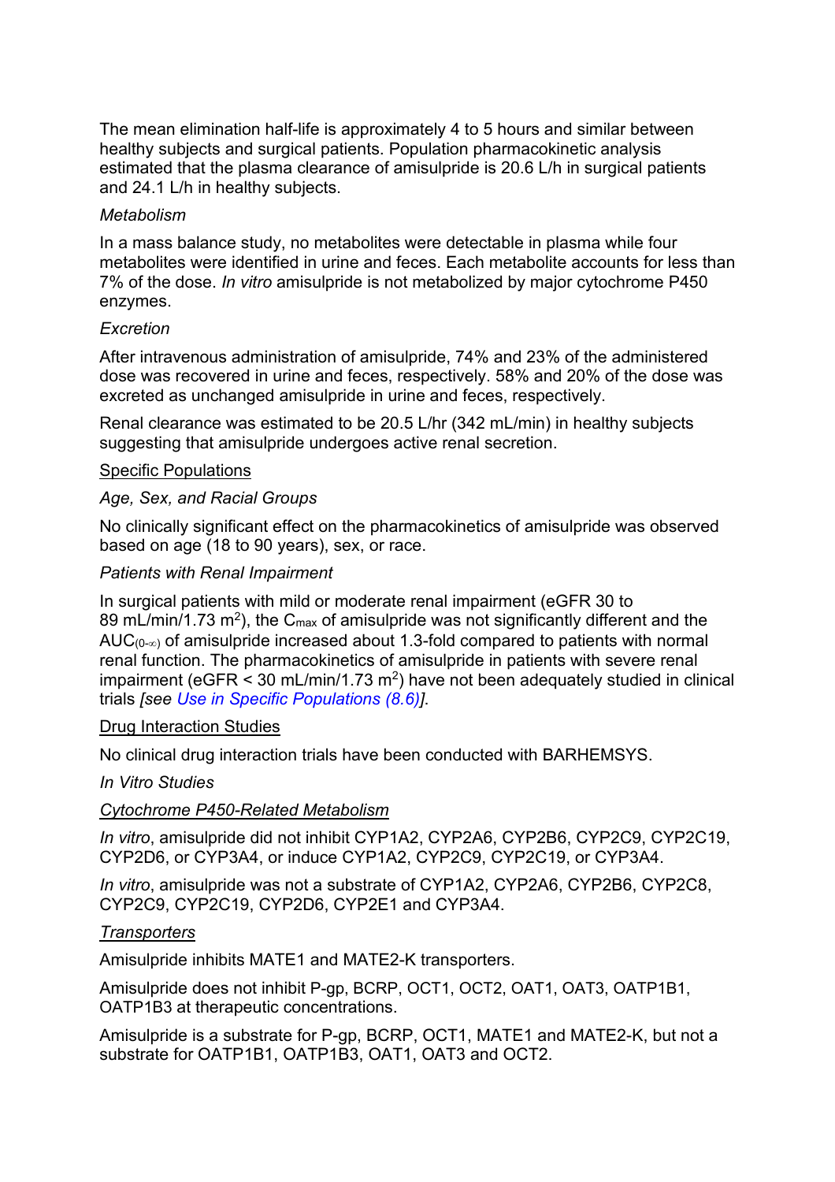The mean elimination half-life is approximately 4 to 5 hours and similar between healthy subjects and surgical patients. Population pharmacokinetic analysis estimated that the plasma clearance of amisulpride is 20.6 L/h in surgical patients and 24.1 L/h in healthy subjects.

*Metabolism*

In a mass balance study, no metabolites were detectable in plasma while four metabolites were identified in urine and feces. Each metabolite accounts for less than 7% of the dose. *In vitro* amisulpride is not metabolized by major cytochrome P450 enzymes.

*Excretion*

After intravenous administration of amisulpride, 74% and 23% of the administered dose was recovered in urine and feces, respectively. 58% and 20% of the dose was excreted as unchanged amisulpride in urine and feces, respectively.

Renal clearance was estimated to be 20.5 L/hr (342 mL/min) in healthy subjects suggesting that amisulpride undergoes active renal secretion.

<u>Specific Populations</u>

*Age, Sex, and Racial Groups*

No clinically significant effect on the pharmacokinetics of amisulpride was observed based on age (18 to 90 years), sex, or race.

*Patients with Renal Impairment*

In surgical patients with mild or moderate renal impairment (eGFR 30 to 89 mL/min/1.73 $m^2$), the $C_{max}$ of amisulpride was not significantly different and the $AUC_{(0-\infty)}$ of amisulpride increased about 1.3-fold compared to patients with normal renal function. The pharmacokinetics of amisulpride in patients with severe renal impairment (eGFR < 30 mL/min/1.73 $m^2$) have not been adequately studied in clinical trials *[see Use in Specific Populations (8.6)]*.

<u>Drug Interaction Studies</u>

No clinical drug interaction trials have been conducted with BARHEMSYS.

*In Vitro Studies*

<u>Cytochrome P450-Related Metabolism</u>

*In vitro*, amisulpride did not inhibit CYP1A2, CYP2A6, CYP2B6, CYP2C9, CYP2C19, CYP2D6, or CYP3A4, or induce CYP1A2, CYP2C9, CYP2C19, or CYP3A4.

*In vitro*, amisulpride was not a substrate of CYP1A2, CYP2A6, CYP2B6, CYP2C8, CYP2C9, CYP2C19, CYP2D6, CYP2E1 and CYP3A4.

<u>*Transporters*</u>

Amisulpride inhibits MATE1 and MATE2-K transporters.

Amisulpride does not inhibit P-gp, BCRP, OCT1, OCT2, OAT1, OAT3, OATP1B1, OATP1B3 at therapeutic concentrations.

Amisulpride is a substrate for P-gp, BCRP, OCT1, MATE1 and MATE2-K, but not a substrate for OATP1B1, OATP1B3, OAT1, OAT3 and OCT2.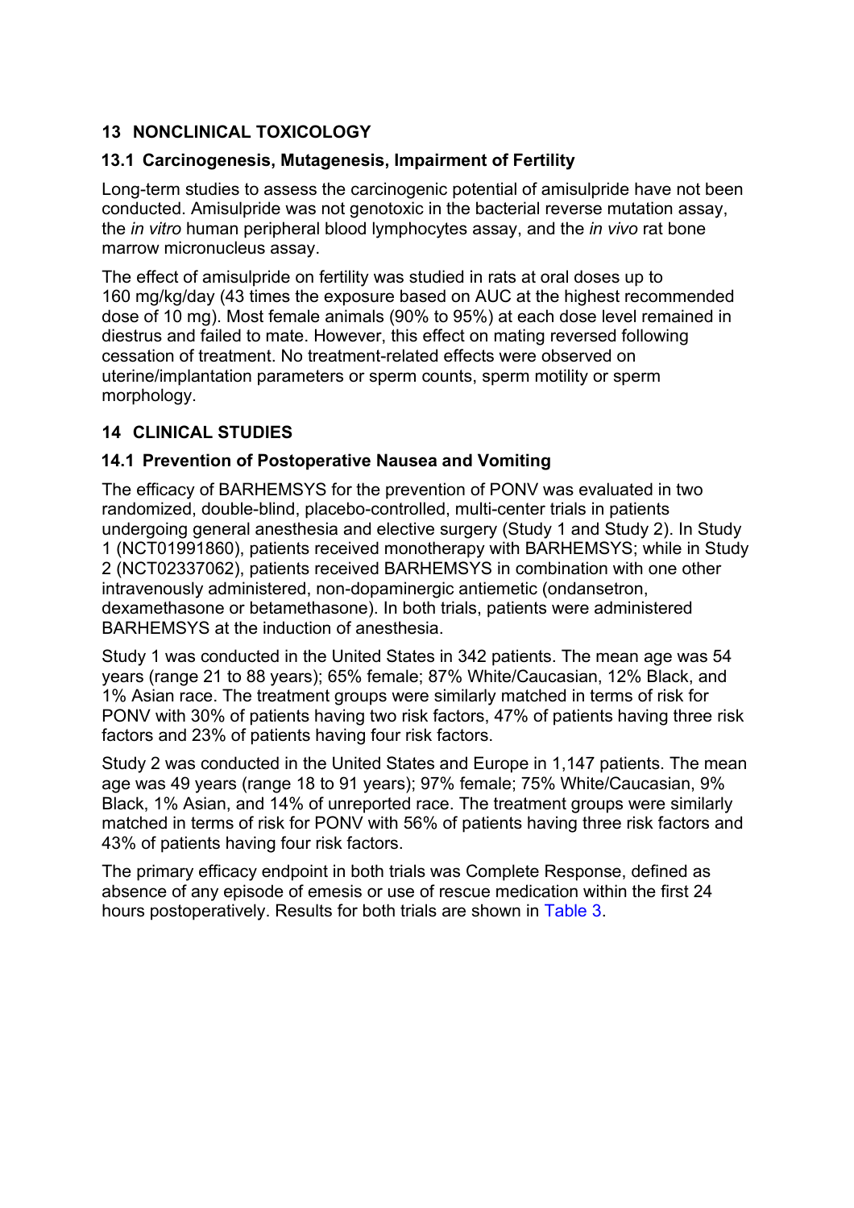## 13 NONCLINICAL TOXICOLOGY

### 13.1 Carcinogenesis, Mutagenesis, Impairment of Fertility

Long-term studies to assess the carcinogenic potential of amisulpride have not been conducted. Amisulpride was not genotoxic in the bacterial reverse mutation assay, the *in vitro* human peripheral blood lymphocytes assay, and the *in vivo* rat bone marrow micronucleus assay.

The effect of amisulpride on fertility was studied in rats at oral doses up to 160 mg/kg/day (43 times the exposure based on AUC at the highest recommended dose of 10 mg). Most female animals (90% to 95%) at each dose level remained in diestrus and failed to mate. However, this effect on mating reversed following cessation of treatment. No treatment-related effects were observed on uterine/implantation parameters or sperm counts, sperm motility or sperm morphology.

## 14 CLINICAL STUDIES

### 14.1 Prevention of Postoperative Nausea and Vomiting

The efficacy of BARHEMSYS for the prevention of PONV was evaluated in two randomized, double-blind, placebo-controlled, multi-center trials in patients undergoing general anesthesia and elective surgery (Study 1 and Study 2). In Study 1 (NCT01991860), patients received monotherapy with BARHEMSYS; while in Study 2 (NCT02337062), patients received BARHEMSYS in combination with one other intravenously administered, non-dopaminergic antiemetic (ondansetron, dexamethasone or betamethasone). In both trials, patients were administered BARHEMSYS at the induction of anesthesia.

Study 1 was conducted in the United States in 342 patients. The mean age was 54 years (range 21 to 88 years); 65% female; 87% White/Caucasian, 12% Black, and 1% Asian race. The treatment groups were similarly matched in terms of risk for PONV with 30% of patients having two risk factors, 47% of patients having three risk factors and 23% of patients having four risk factors.

Study 2 was conducted in the United States and Europe in 1,147 patients. The mean age was 49 years (range 18 to 91 years); 97% female; 75% White/Caucasian, 9% Black, 1% Asian, and 14% of unreported race. The treatment groups were similarly matched in terms of risk for PONV with 56% of patients having three risk factors and 43% of patients having four risk factors.

The primary efficacy endpoint in both trials was Complete Response, defined as absence of any episode of emesis or use of rescue medication within the first 24 hours postoperatively. Results for both trials are shown in Table 3.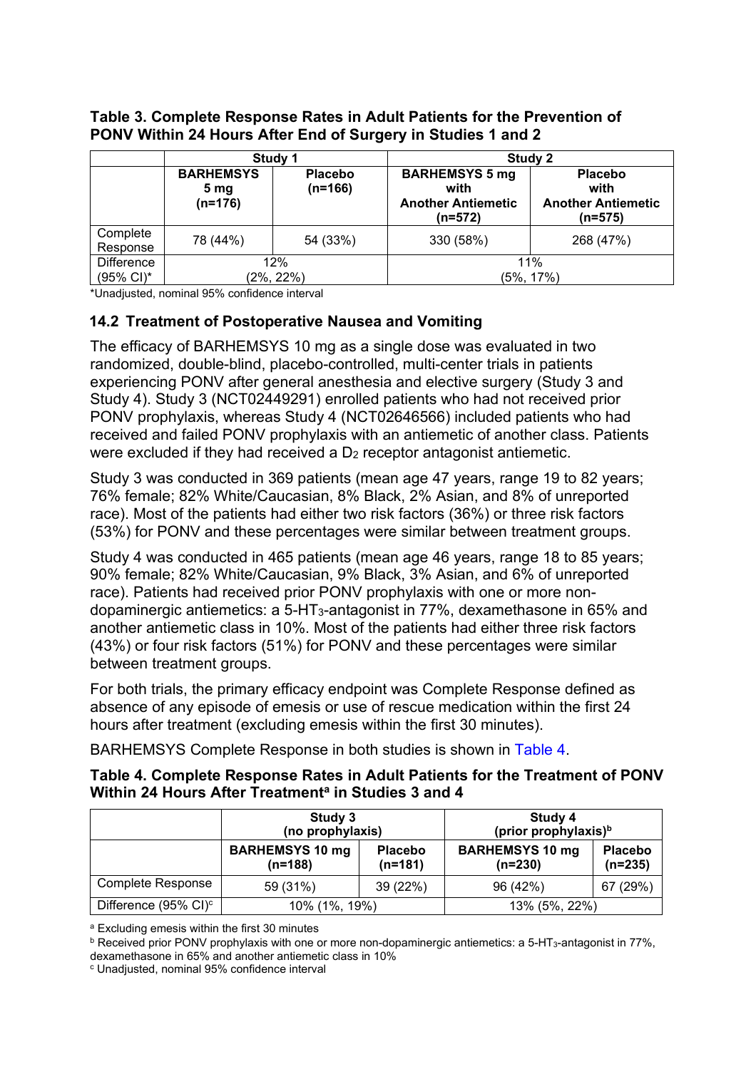**Table 3. Complete Response Rates in Adult Patients for the Prevention of PONV Within 24 Hours After End of Surgery in Studies 1 and 2**

| | Study 1 | | Study 2 | |
|---|---|---|---|---|
| | **BARHEMSYS 5 mg (n=176)** | **Placebo (n=166)** | **BARHEMSYS 5 mg with Another Antiemetic (n=572)** | **Placebo with Another Antiemetic (n=575)** |
| Complete Response | 78 (44%) | 54 (33%) | 330 (58%) | 268 (47%) |
| Difference (95% CI)* | 12% (2%, 22%) | | 11% (5%, 17%) | |

*Unadjusted, nominal 95% confidence interval

## 14.2 Treatment of Postoperative Nausea and Vomiting

The efficacy of BARHEMSYS 10 mg as a single dose was evaluated in two randomized, double-blind, placebo-controlled, multi-center trials in patients experiencing PONV after general anesthesia and elective surgery (Study 3 and Study 4). Study 3 (NCT02449291) enrolled patients who had not received prior PONV prophylaxis, whereas Study 4 (NCT02646566) included patients who had received and failed PONV prophylaxis with an antiemetic of another class. Patients were excluded if they had received a $D_2$ receptor antagonist antiemetic.

Study 3 was conducted in 369 patients (mean age 47 years, range 19 to 82 years; 76% female; 82% White/Caucasian, 8% Black, 2% Asian, and 8% of unreported race). Most of the patients had either two risk factors (36%) or three risk factors (53%) for PONV and these percentages were similar between treatment groups.

Study 4 was conducted in 465 patients (mean age 46 years, range 18 to 85 years; 90% female; 82% White/Caucasian, 9% Black, 3% Asian, and 6% of unreported race). Patients had received prior PONV prophylaxis with one or more non-dopaminergic antiemetics: a 5-$HT_3$-antagonist in 77%, dexamethasone in 65% and another antiemetic class in 10%. Most of the patients had either three risk factors (43%) or four risk factors (51%) for PONV and these percentages were similar between treatment groups.

For both trials, the primary efficacy endpoint was Complete Response defined as absence of any episode of emesis or use of rescue medication within the first 24 hours after treatment (excluding emesis within the first 30 minutes).

BARHEMSYS Complete Response in both studies is shown in Table 4.

**Table 4. Complete Response Rates in Adult Patients for the Treatment of PONV Within 24 Hours After Treatment[a] in Studies 3 and 4**

| | Study 3 (no prophylaxis) | | Study 4 (prior prophylaxis)[b] | |
|---|---|---|---|---|
| | **BARHEMSYS 10 mg (n=188)** | **Placebo (n=181)** | **BARHEMSYS 10 mg (n=230)** | **Placebo (n=235)** |
| Complete Response | 59 (31%) | 39 (22%) | 96 (42%) | 67 (29%) |
| Difference (95% CI)[c] | 10% (1%, 19%) | | 13% (5%, 22%) | |

[a] Excluding emesis within the first 30 minutes

[b] Received prior PONV prophylaxis with one or more non-dopaminergic antiemetics: a 5-$HT_3$-antagonist in 77%, dexamethasone in 65% and another antiemetic class in 10%

[c] Unadjusted, nominal 95% confidence interval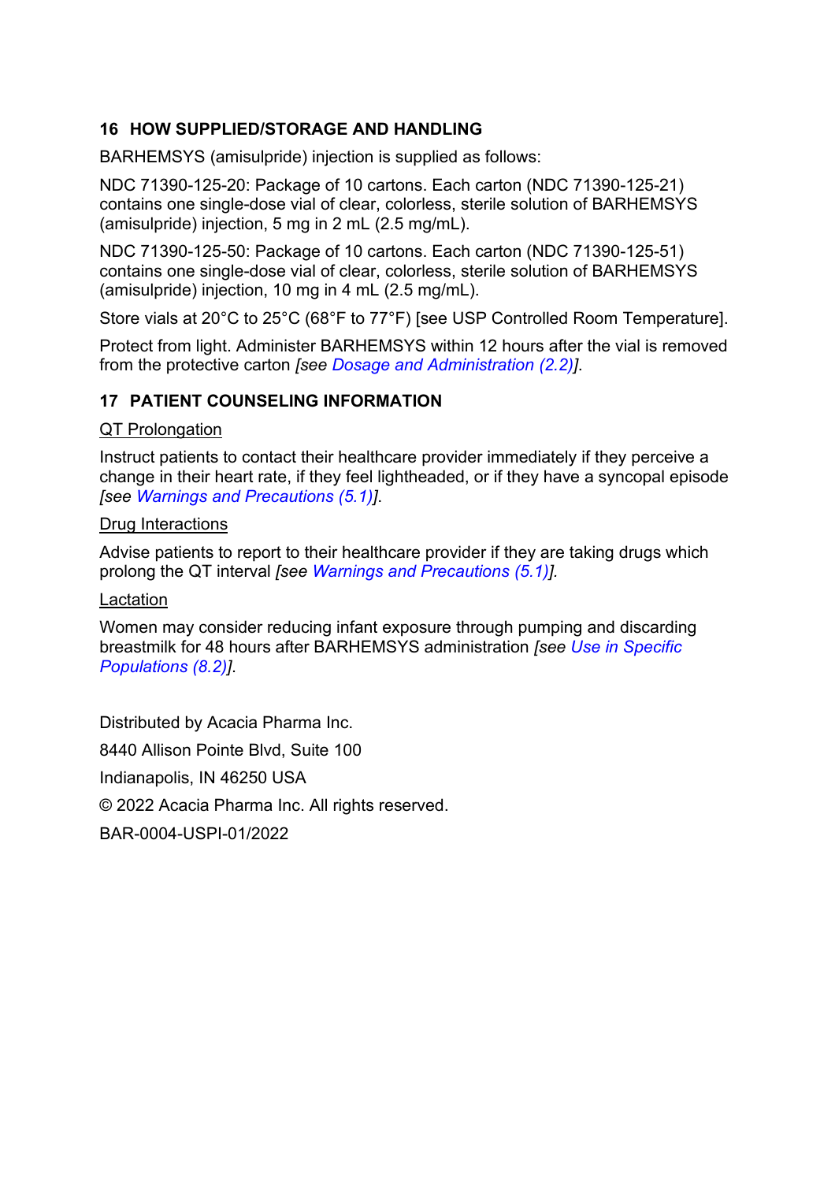## 16 HOW SUPPLIED/STORAGE AND HANDLING

BARHEMSYS (amisulpride) injection is supplied as follows:

NDC 71390-125-20: Package of 10 cartons. Each carton (NDC 71390-125-21) contains one single-dose vial of clear, colorless, sterile solution of BARHEMSYS (amisulpride) injection, 5 mg in 2 mL (2.5 mg/mL).

NDC 71390-125-50: Package of 10 cartons. Each carton (NDC 71390-125-51) contains one single-dose vial of clear, colorless, sterile solution of BARHEMSYS (amisulpride) injection, 10 mg in 4 mL (2.5 mg/mL).

Store vials at 20°C to 25°C (68°F to 77°F) [see USP Controlled Room Temperature].

Protect from light. Administer BARHEMSYS within 12 hours after the vial is removed from the protective carton *[see Dosage and Administration (2.2)]*.

## 17 PATIENT COUNSELING INFORMATION

<u>QT Prolongation</u>

Instruct patients to contact their healthcare provider immediately if they perceive a change in their heart rate, if they feel lightheaded, or if they have a syncopal episode *[see Warnings and Precautions (5.1)]*.

<u>Drug Interactions</u>

Advise patients to report to their healthcare provider if they are taking drugs which prolong the QT interval *[see Warnings and Precautions (5.1)]*.

<u>Lactation</u>

Women may consider reducing infant exposure through pumping and discarding breastmilk for 48 hours after BARHEMSYS administration *[see Use in Specific Populations (8.2)]*.

Distributed by Acacia Pharma Inc.

8440 Allison Pointe Blvd, Suite 100

Indianapolis, IN 46250 USA

© 2022 Acacia Pharma Inc. All rights reserved.

BAR-0004-USPI-01/2022